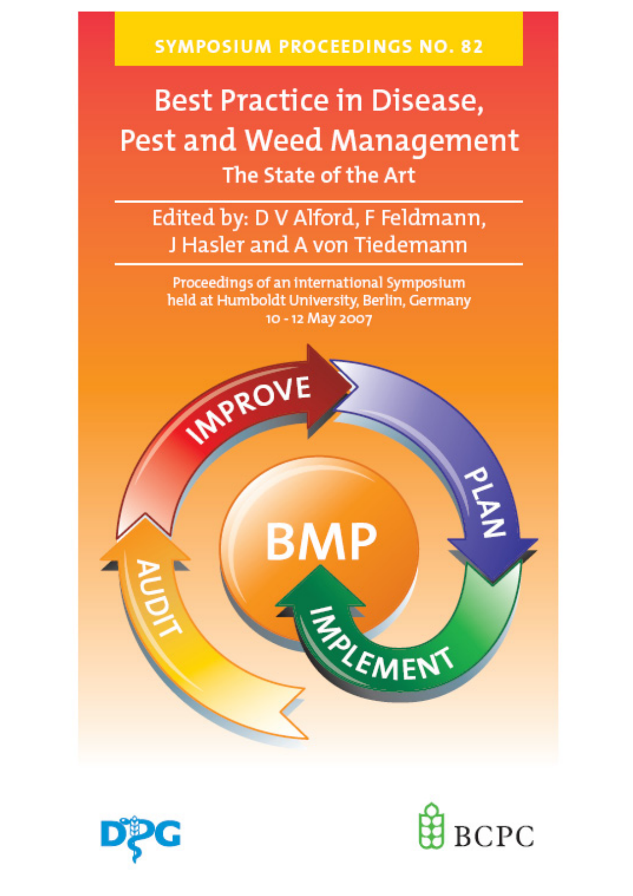SYMPOSIUM PROCEEDINGS NO. 82

# Best Practice in Disease, Pest and Weed Management

## The State of the Art

Edited by: D V Alford, F Feldmann, J Hasler and A von Tiedemann

Proceedings of an international Symposium held at Humboldt University, Berlin, Germany 10 - 12 May 2007

IMPROVE

PLAN

IMPLEMENT

AUDIT

BMP

DPG

BCPC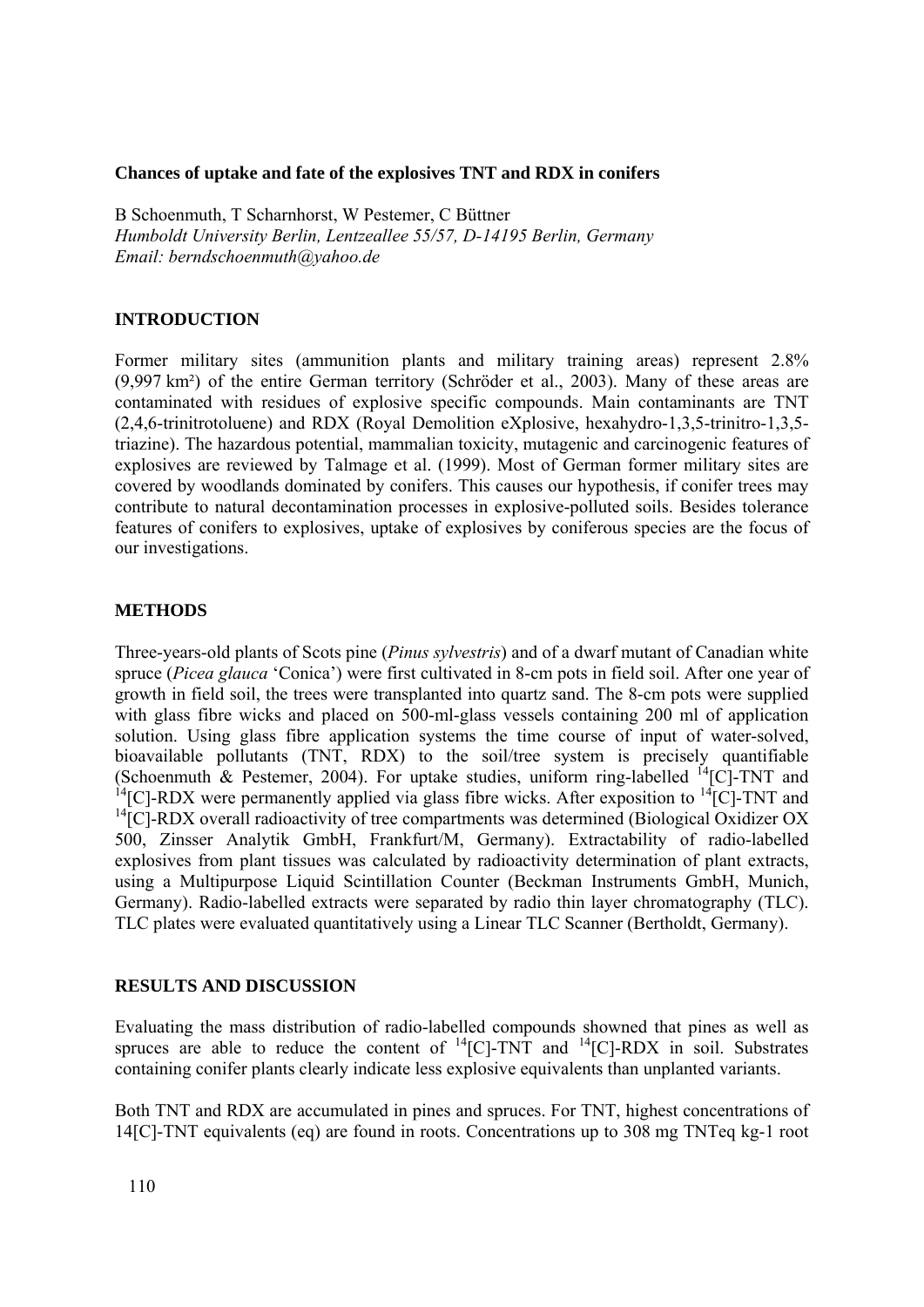**Chances of uptake and fate of the explosives TNT and RDX in conifers**

B Schoenmuth, T Scharnhorst, W Pestemer, C Büttner
*Humboldt University Berlin, Lentzeallee 55/57, D-14195 Berlin, Germany*
*Email: berndschoenmuth@yahoo.de*

## INTRODUCTION

Former military sites (ammunition plants and military training areas) represent 2.8% (9,997 km²) of the entire German territory (Schröder et al., 2003). Many of these areas are contaminated with residues of explosive specific compounds. Main contaminants are TNT (2,4,6-trinitrotoluene) and RDX (Royal Demolition eXplosive, hexahydro-1,3,5-trinitro-1,3,5-triazine). The hazardous potential, mammalian toxicity, mutagenic and carcinogenic features of explosives are reviewed by Talmage et al. (1999). Most of German former military sites are covered by woodlands dominated by conifers. This causes our hypothesis, if conifer trees may contribute to natural decontamination processes in explosive-polluted soils. Besides tolerance features of conifers to explosives, uptake of explosives by coniferous species are the focus of our investigations.

## METHODS

Three-years-old plants of Scots pine (*Pinus sylvestris*) and of a dwarf mutant of Canadian white spruce (*Picea glauca* 'Conica') were first cultivated in 8-cm pots in field soil. After one year of growth in field soil, the trees were transplanted into quartz sand. The 8-cm pots were supplied with glass fibre wicks and placed on 500-ml-glass vessels containing 200 ml of application solution. Using glass fibre application systems the time course of input of water-solved, bioavailable pollutants (TNT, RDX) to the soil/tree system is precisely quantifiable (Schoenmuth & Pestemer, 2004). For uptake studies, uniform ring-labelled $^{14}$[C]-TNT and $^{14}$[C]-RDX were permanently applied via glass fibre wicks. After exposition to $^{14}$[C]-TNT and $^{14}$[C]-RDX overall radioactivity of tree compartments was determined (Biological Oxidizer OX 500, Zinsser Analytik GmbH, Frankfurt/M, Germany). Extractability of radio-labelled explosives from plant tissues was calculated by radioactivity determination of plant extracts, using a Multipurpose Liquid Scintillation Counter (Beckman Instruments GmbH, Munich, Germany). Radio-labelled extracts were separated by radio thin layer chromatography (TLC). TLC plates were evaluated quantitatively using a Linear TLC Scanner (Bertholdt, Germany).

## RESULTS AND DISCUSSION

Evaluating the mass distribution of radio-labelled compounds showned that pines as well as spruces are able to reduce the content of $^{14}$[C]-TNT and $^{14}$[C]-RDX in soil. Substrates containing conifer plants clearly indicate less explosive equivalents than unplanted variants.

Both TNT and RDX are accumulated in pines and spruces. For TNT, highest concentrations of 14[C]-TNT equivalents (eq) are found in roots. Concentrations up to 308 mg TNTeq kg-1 root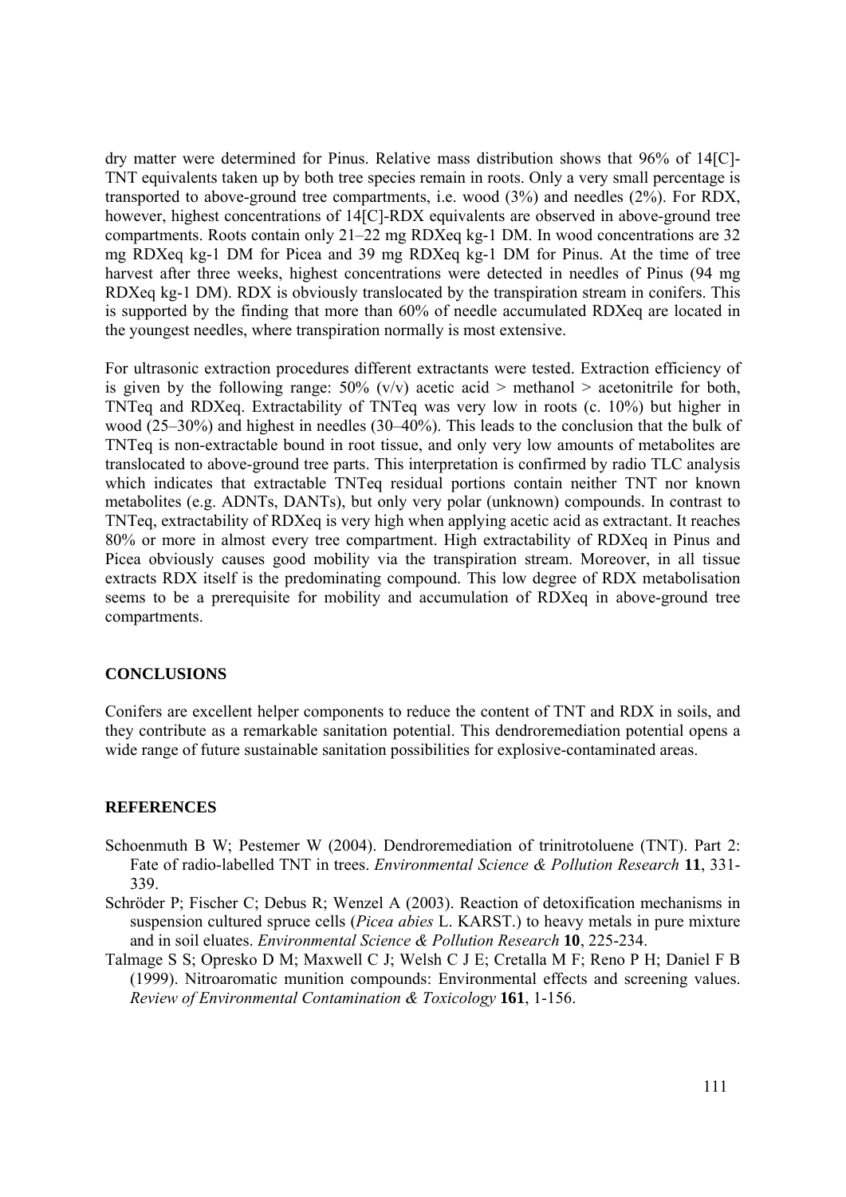dry matter were determined for Pinus. Relative mass distribution shows that 96% of 14[C]-TNT equivalents taken up by both tree species remain in roots. Only a very small percentage is transported to above-ground tree compartments, i.e. wood (3%) and needles (2%). For RDX, however, highest concentrations of 14[C]-RDX equivalents are observed in above-ground tree compartments. Roots contain only 21–22 mg RDXeq kg-1 DM. In wood concentrations are 32 mg RDXeq kg-1 DM for Picea and 39 mg RDXeq kg-1 DM for Pinus. At the time of tree harvest after three weeks, highest concentrations were detected in needles of Pinus (94 mg RDXeq kg-1 DM). RDX is obviously translocated by the transpiration stream in conifers. This is supported by the finding that more than 60% of needle accumulated RDXeq are located in the youngest needles, where transpiration normally is most extensive.

For ultrasonic extraction procedures different extractants were tested. Extraction efficiency of is given by the following range: 50% (v/v) acetic acid > methanol > acetonitrile for both, TNTeq and RDXeq. Extractability of TNTeq was very low in roots (c. 10%) but higher in wood (25–30%) and highest in needles (30–40%). This leads to the conclusion that the bulk of TNTeq is non-extractable bound in root tissue, and only very low amounts of metabolites are translocated to above-ground tree parts. This interpretation is confirmed by radio TLC analysis which indicates that extractable TNTeq residual portions contain neither TNT nor known metabolites (e.g. ADNTs, DANTs), but only very polar (unknown) compounds. In contrast to TNTeq, extractability of RDXeq is very high when applying acetic acid as extractant. It reaches 80% or more in almost every tree compartment. High extractability of RDXeq in Pinus and Picea obviously causes good mobility via the transpiration stream. Moreover, in all tissue extracts RDX itself is the predominating compound. This low degree of RDX metabolisation seems to be a prerequisite for mobility and accumulation of RDXeq in above-ground tree compartments.

## CONCLUSIONS

Conifers are excellent helper components to reduce the content of TNT and RDX in soils, and they contribute as a remarkable sanitation potential. This dendroremediation potential opens a wide range of future sustainable sanitation possibilities for explosive-contaminated areas.

## REFERENCES

Schoenmuth B W; Pestemer W (2004). Dendroremediation of trinitrotoluene (TNT). Part 2: Fate of radio-labelled TNT in trees. *Environmental Science & Pollution Research* **11**, 331-339.

Schröder P; Fischer C; Debus R; Wenzel A (2003). Reaction of detoxification mechanisms in suspension cultured spruce cells (*Picea abies* L. KARST.) to heavy metals in pure mixture and in soil eluates. *Environmental Science & Pollution Research* **10**, 225-234.

Talmage S S; Opresko D M; Maxwell C J; Welsh C J E; Cretalla M F; Reno P H; Daniel F B (1999). Nitroaromatic munition compounds: Environmental effects and screening values. *Review of Environmental Contamination & Toxicology* **161**, 1-156.